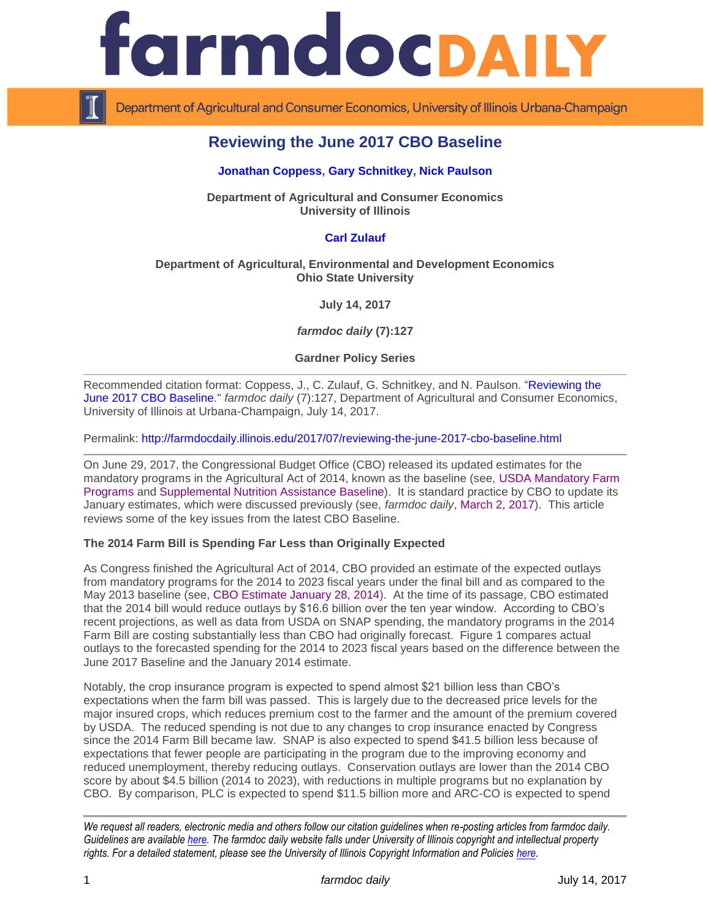# Reviewing the June 2017 CBO Baseline

**Jonathan Coppess, Gary Schnitkey, Nick Paulson**

**Department of Agricultural and Consumer Economics**
**University of Illinois**

**Carl Zulauf**

**Department of Agricultural, Environmental and Development Economics**
**Ohio State University**

**July 14, 2017**

***farmdoc daily* (7):127**

**Gardner Policy Series**

---

Recommended citation format: Coppess, J., C. Zulauf, G. Schnitkey, and N. Paulson. "Reviewing the June 2017 CBO Baseline." *farmdoc daily* (7):127, Department of Agricultural and Consumer Economics, University of Illinois at Urbana-Champaign, July 14, 2017.

Permalink: http://farmdocdaily.illinois.edu/2017/07/reviewing-the-june-2017-cbo-baseline.html

---

On June 29, 2017, the Congressional Budget Office (CBO) released its updated estimates for the mandatory programs in the Agricultural Act of 2014, known as the baseline (see, USDA Mandatory Farm Programs and Supplemental Nutrition Assistance Baseline). It is standard practice by CBO to update its January estimates, which were discussed previously (see, *farmdoc daily*, March 2, 2017). This article reviews some of the key issues from the latest CBO Baseline.

**The 2014 Farm Bill is Spending Far Less than Originally Expected**

As Congress finished the Agricultural Act of 2014, CBO provided an estimate of the expected outlays from mandatory programs for the 2014 to 2023 fiscal years under the final bill and as compared to the May 2013 baseline (see, CBO Estimate January 28, 2014). At the time of its passage, CBO estimated that the 2014 bill would reduce outlays by $16.6 billion over the ten year window. According to CBO's recent projections, as well as data from USDA on SNAP spending, the mandatory programs in the 2014 Farm Bill are costing substantially less than CBO had originally forecast. Figure 1 compares actual outlays to the forecasted spending for the 2014 to 2023 fiscal years based on the difference between the June 2017 Baseline and the January 2014 estimate.

Notably, the crop insurance program is expected to spend almost $21 billion less than CBO's expectations when the farm bill was passed. This is largely due to the decreased price levels for the major insured crops, which reduces premium cost to the farmer and the amount of the premium covered by USDA. The reduced spending is not due to any changes to crop insurance enacted by Congress since the 2014 Farm Bill became law. SNAP is also expected to spend $41.5 billion less because of expectations that fewer people are participating in the program due to the improving economy and reduced unemployment, thereby reducing outlays. Conservation outlays are lower than the 2014 CBO score by about $4.5 billion (2014 to 2023), with reductions in multiple programs but no explanation by CBO. By comparison, PLC is expected to spend $11.5 billion more and ARC-CO is expected to spend

---

*We request all readers, electronic media and others follow our citation guidelines when re-posting articles from farmdoc daily. Guidelines are available here. The farmdoc daily website falls under University of Illinois copyright and intellectual property rights. For a detailed statement, please see the University of Illinois Copyright Information and Policies here.*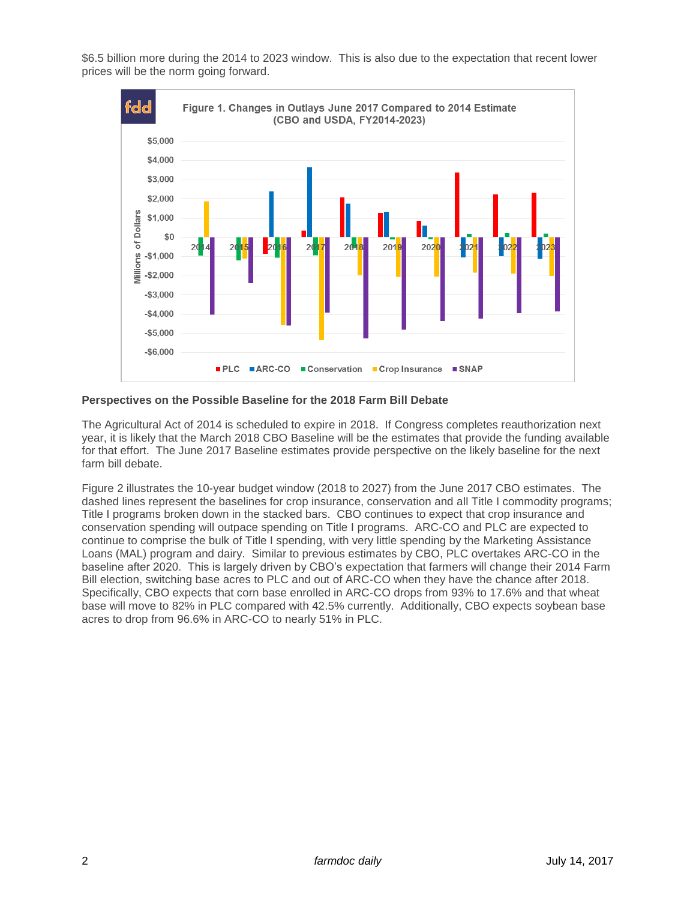$6.5 billion more during the 2014 to 2023 window. This is also due to the expectation that recent lower prices will be the norm going forward.

Figure 1. Changes in Outlays June 2017 Compared to 2014 Estimate (CBO and USDA, FY2014-2023)

### Perspectives on the Possible Baseline for the 2018 Farm Bill Debate

The Agricultural Act of 2014 is scheduled to expire in 2018. If Congress completes reauthorization next year, it is likely that the March 2018 CBO Baseline will be the estimates that provide the funding available for that effort. The June 2017 Baseline estimates provide perspective on the likely baseline for the next farm bill debate.

Figure 2 illustrates the 10-year budget window (2018 to 2027) from the June 2017 CBO estimates. The dashed lines represent the baselines for crop insurance, conservation and all Title I commodity programs; Title I programs broken down in the stacked bars. CBO continues to expect that crop insurance and conservation spending will outpace spending on Title I programs. ARC-CO and PLC are expected to continue to comprise the bulk of Title I spending, with very little spending by the Marketing Assistance Loans (MAL) program and dairy. Similar to previous estimates by CBO, PLC overtakes ARC-CO in the baseline after 2020. This is largely driven by CBO's expectation that farmers will change their 2014 Farm Bill election, switching base acres to PLC and out of ARC-CO when they have the chance after 2018. Specifically, CBO expects that corn base enrolled in ARC-CO drops from 93% to 17.6% and that wheat base will move to 82% in PLC compared with 42.5% currently. Additionally, CBO expects soybean base acres to drop from 96.6% in ARC-CO to nearly 51% in PLC.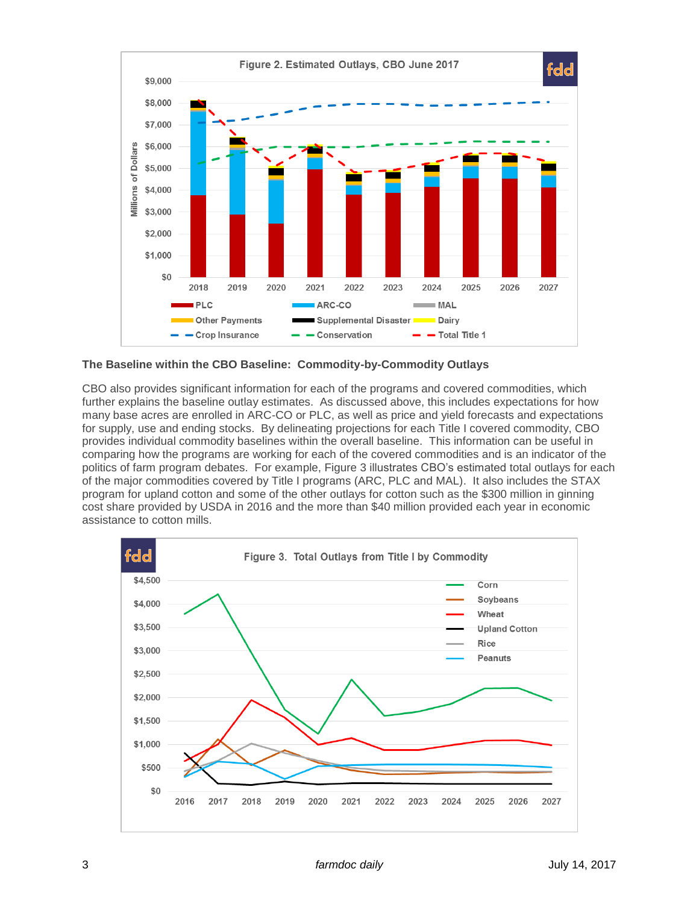Figure 2. Estimated Outlays, CBO June 2017

### The Baseline within the CBO Baseline: Commodity-by-Commodity Outlays

CBO also provides significant information for each of the programs and covered commodities, which further explains the baseline outlay estimates. As discussed above, this includes expectations for how many base acres are enrolled in ARC-CO or PLC, as well as price and yield forecasts and expectations for supply, use and ending stocks. By delineating projections for each Title I covered commodity, CBO provides individual commodity baselines within the overall baseline. This information can be useful in comparing how the programs are working for each of the covered commodities and is an indicator of the politics of farm program debates. For example, Figure 3 illustrates CBO's estimated total outlays for each of the major commodities covered by Title I programs (ARC, PLC and MAL). It also includes the STAX program for upland cotton and some of the other outlays for cotton such as the $300 million in ginning cost share provided by USDA in 2016 and the more than $40 million provided each year in economic assistance to cotton mills.

Figure 3. Total Outlays from Title I by Commodity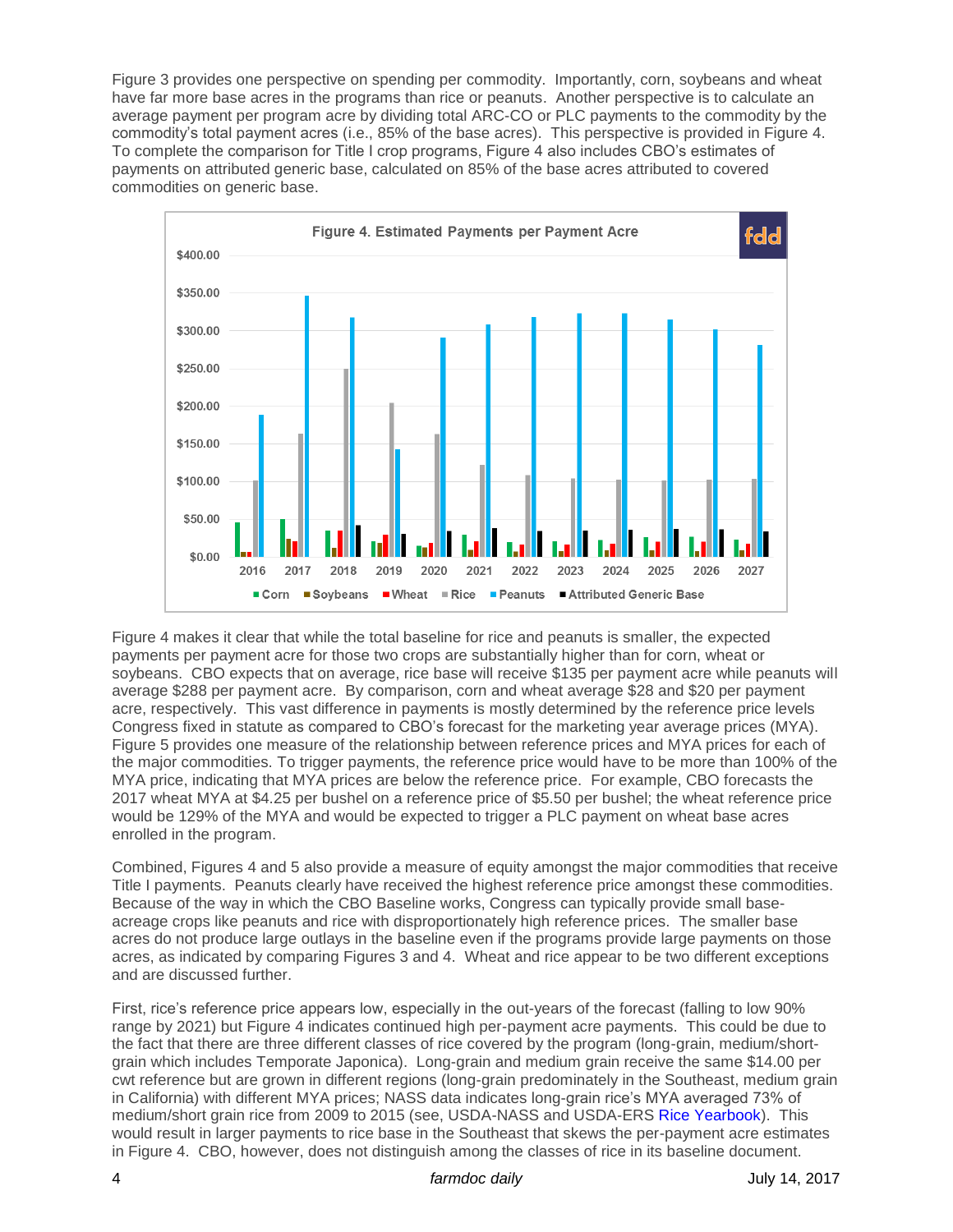Figure 3 provides one perspective on spending per commodity. Importantly, corn, soybeans and wheat have far more base acres in the programs than rice or peanuts. Another perspective is to calculate an average payment per program acre by dividing total ARC-CO or PLC payments to the commodity by the commodity's total payment acres (i.e., 85% of the base acres). This perspective is provided in Figure 4. To complete the comparison for Title I crop programs, Figure 4 also includes CBO's estimates of payments on attributed generic base, calculated on 85% of the base acres attributed to covered commodities on generic base.

Figure 4. Estimated Payments per Payment Acre

Figure 4 makes it clear that while the total baseline for rice and peanuts is smaller, the expected payments per payment acre for those two crops are substantially higher than for corn, wheat or soybeans. CBO expects that on average, rice base will receive $135 per payment acre while peanuts will average $288 per payment acre. By comparison, corn and wheat average $28 and $20 per payment acre, respectively. This vast difference in payments is mostly determined by the reference price levels Congress fixed in statute as compared to CBO's forecast for the marketing year average prices (MYA). Figure 5 provides one measure of the relationship between reference prices and MYA prices for each of the major commodities. To trigger payments, the reference price would have to be more than 100% of the MYA price, indicating that MYA prices are below the reference price. For example, CBO forecasts the 2017 wheat MYA at $4.25 per bushel on a reference price of $5.50 per bushel; the wheat reference price would be 129% of the MYA and would be expected to trigger a PLC payment on wheat base acres enrolled in the program.

Combined, Figures 4 and 5 also provide a measure of equity amongst the major commodities that receive Title I payments. Peanuts clearly have received the highest reference price amongst these commodities. Because of the way in which the CBO Baseline works, Congress can typically provide small base-acreage crops like peanuts and rice with disproportionately high reference prices. The smaller base acres do not produce large outlays in the baseline even if the programs provide large payments on those acres, as indicated by comparing Figures 3 and 4. Wheat and rice appear to be two different exceptions and are discussed further.

First, rice's reference price appears low, especially in the out-years of the forecast (falling to low 90% range by 2021) but Figure 4 indicates continued high per-payment acre payments. This could be due to the fact that there are three different classes of rice covered by the program (long-grain, medium/short-grain which includes Temporate Japonica). Long-grain and medium grain receive the same $14.00 per cwt reference but are grown in different regions (long-grain predominately in the Southeast, medium grain in California) with different MYA prices; NASS data indicates long-grain rice's MYA averaged 73% of medium/short grain rice from 2009 to 2015 (see, USDA-NASS and USDA-ERS Rice Yearbook). This would result in larger payments to rice base in the Southeast that skews the per-payment acre estimates in Figure 4. CBO, however, does not distinguish among the classes of rice in its baseline document.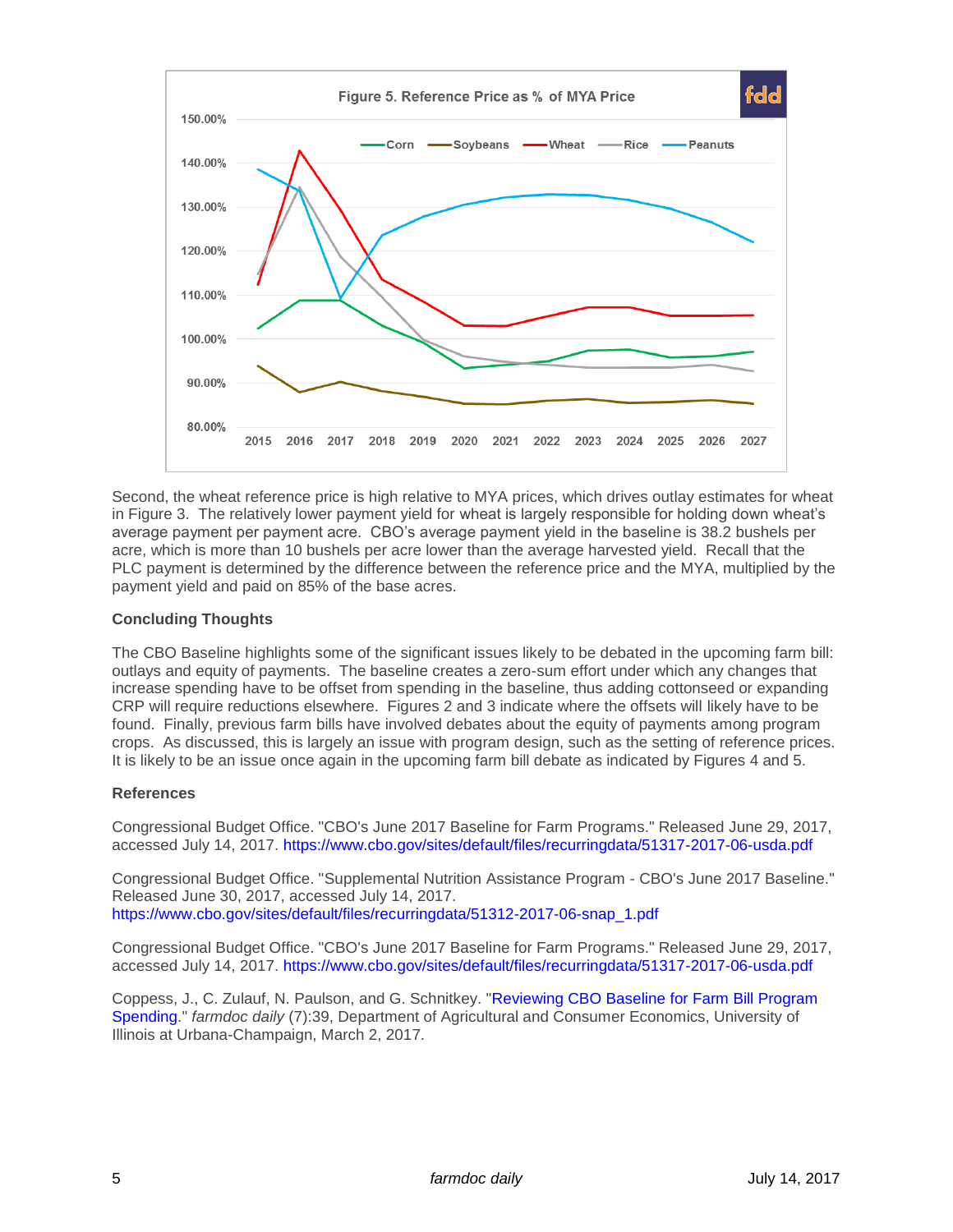Figure 5. Reference Price as % of MYA Price

fdd

150.00%
140.00%
130.00%
120.00%
110.00%
100.00%
90.00%
80.00%

Corn
Soybeans
Wheat
Rice
Peanuts

2015 2016 2017 2018 2019 2020 2021 2022 2023 2024 2025 2026 2027

Second, the wheat reference price is high relative to MYA prices, which drives outlay estimates for wheat in Figure 3. The relatively lower payment yield for wheat is largely responsible for holding down wheat's average payment per payment acre. CBO's average payment yield in the baseline is 38.2 bushels per acre, which is more than 10 bushels per acre lower than the average harvested yield. Recall that the PLC payment is determined by the difference between the reference price and the MYA, multiplied by the payment yield and paid on 85% of the base acres.

**Concluding Thoughts**

The CBO Baseline highlights some of the significant issues likely to be debated in the upcoming farm bill: outlays and equity of payments. The baseline creates a zero-sum effort under which any changes that increase spending have to be offset from spending in the baseline, thus adding cottonseed or expanding CRP will require reductions elsewhere. Figures 2 and 3 indicate where the offsets will likely have to be found. Finally, previous farm bills have involved debates about the equity of payments among program crops. As discussed, this is largely an issue with program design, such as the setting of reference prices. It is likely to be an issue once again in the upcoming farm bill debate as indicated by Figures 4 and 5.

**References**

Congressional Budget Office. "CBO's June 2017 Baseline for Farm Programs." Released June 29, 2017, accessed July 14, 2017. https://www.cbo.gov/sites/default/files/recurringdata/51317-2017-06-usda.pdf

Congressional Budget Office. "Supplemental Nutrition Assistance Program - CBO's June 2017 Baseline." Released June 30, 2017, accessed July 14, 2017.
https://www.cbo.gov/sites/default/files/recurringdata/51312-2017-06-snap_1.pdf

Congressional Budget Office. "CBO's June 2017 Baseline for Farm Programs." Released June 29, 2017, accessed July 14, 2017. https://www.cbo.gov/sites/default/files/recurringdata/51317-2017-06-usda.pdf

Coppess, J., C. Zulauf, N. Paulson, and G. Schnitkey. "Reviewing CBO Baseline for Farm Bill Program Spending." *farmdoc daily* (7):39, Department of Agricultural and Consumer Economics, University of Illinois at Urbana-Champaign, March 2, 2017.